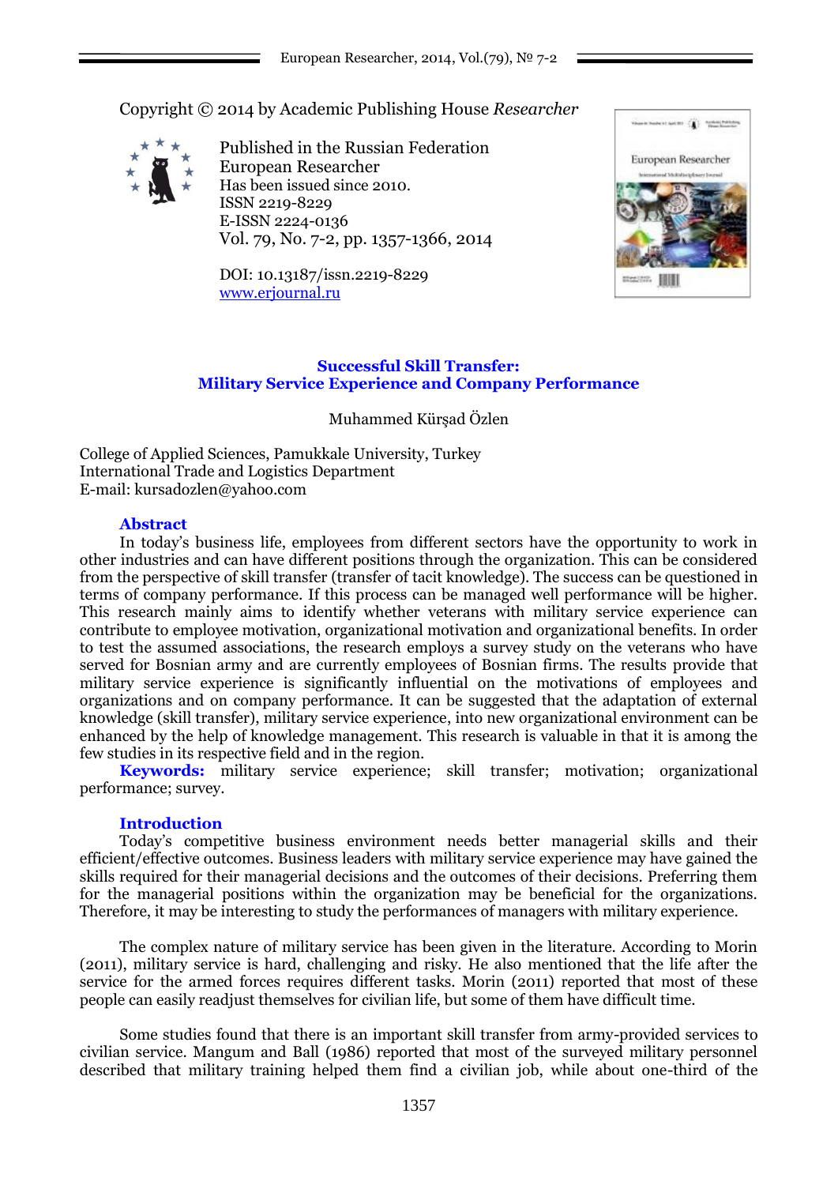Copyright © 2014 by Academic Publishing House *Researcher*

Published in the Russian Federation
European Researcher
Has been issued since 2010.
ISSN 2219-8229
E-ISSN 2224-0136
Vol. 79, No. 7-2, pp. 1357-1366, 2014

DOI: 10.13187/issn.2219-8229
www.erjournal.ru

# Successful Skill Transfer: Military Service Experience and Company Performance

Muhammed Kürşad Özlen

College of Applied Sciences, Pamukkale University, Turkey
International Trade and Logistics Department
E-mail: kursadozlen@yahoo.com

## Abstract

In today's business life, employees from different sectors have the opportunity to work in other industries and can have different positions through the organization. This can be considered from the perspective of skill transfer (transfer of tacit knowledge). The success can be questioned in terms of company performance. If this process can be managed well performance will be higher. This research mainly aims to identify whether veterans with military service experience can contribute to employee motivation, organizational motivation and organizational benefits. In order to test the assumed associations, the research employs a survey study on the veterans who have served for Bosnian army and are currently employees of Bosnian firms. The results provide that military service experience is significantly influential on the motivations of employees and organizations and on company performance. It can be suggested that the adaptation of external knowledge (skill transfer), military service experience, into new organizational environment can be enhanced by the help of knowledge management. This research is valuable in that it is among the few studies in its respective field and in the region.

**Keywords:** military service experience; skill transfer; motivation; organizational performance; survey.

## Introduction

Today's competitive business environment needs better managerial skills and their efficient/effective outcomes. Business leaders with military service experience may have gained the skills required for their managerial decisions and the outcomes of their decisions. Preferring them for the managerial positions within the organization may be beneficial for the organizations. Therefore, it may be interesting to study the performances of managers with military experience.

The complex nature of military service has been given in the literature. According to Morin (2011), military service is hard, challenging and risky. He also mentioned that the life after the service for the armed forces requires different tasks. Morin (2011) reported that most of these people can easily readjust themselves for civilian life, but some of them have difficult time.

Some studies found that there is an important skill transfer from army-provided services to civilian service. Mangum and Ball (1986) reported that most of the surveyed military personnel described that military training helped them find a civilian job, while about one-third of the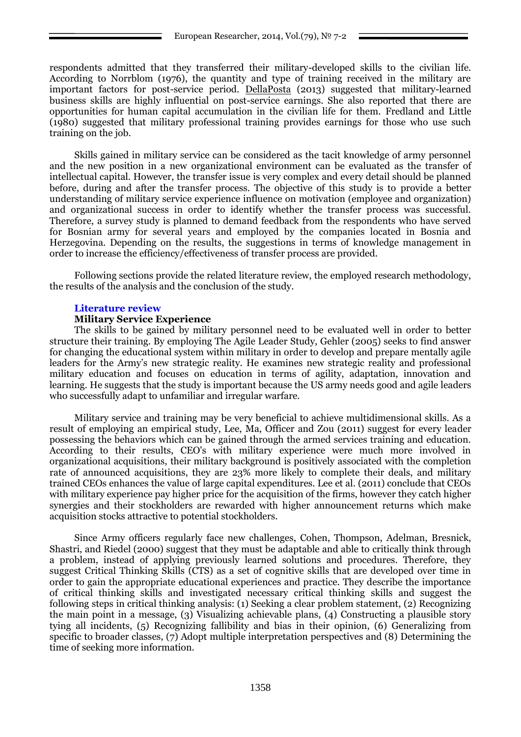respondents admitted that they transferred their military-developed skills to the civilian life. According to Norrblom (1976), the quantity and type of training received in the military are important factors for post-service period. DellaPosta (2013) suggested that military-learned business skills are highly influential on post-service earnings. She also reported that there are opportunities for human capital accumulation in the civilian life for them. Fredland and Little (1980) suggested that military professional training provides earnings for those who use such training on the job.

Skills gained in military service can be considered as the tacit knowledge of army personnel and the new position in a new organizational environment can be evaluated as the transfer of intellectual capital. However, the transfer issue is very complex and every detail should be planned before, during and after the transfer process. The objective of this study is to provide a better understanding of military service experience influence on motivation (employee and organization) and organizational success in order to identify whether the transfer process was successful. Therefore, a survey study is planned to demand feedback from the respondents who have served for Bosnian army for several years and employed by the companies located in Bosnia and Herzegovina. Depending on the results, the suggestions in terms of knowledge management in order to increase the efficiency/effectiveness of transfer process are provided.

Following sections provide the related literature review, the employed research methodology, the results of the analysis and the conclusion of the study.

## Literature review

### Military Service Experience

The skills to be gained by military personnel need to be evaluated well in order to better structure their training. By employing The Agile Leader Study, Gehler (2005) seeks to find answer for changing the educational system within military in order to develop and prepare mentally agile leaders for the Army's new strategic reality. He examines new strategic reality and professional military education and focuses on education in terms of agility, adaptation, innovation and learning. He suggests that the study is important because the US army needs good and agile leaders who successfully adapt to unfamiliar and irregular warfare.

Military service and training may be very beneficial to achieve multidimensional skills. As a result of employing an empirical study, Lee, Ma, Officer and Zou (2011) suggest for every leader possessing the behaviors which can be gained through the armed services training and education. According to their results, CEO's with military experience were much more involved in organizational acquisitions, their military background is positively associated with the completion rate of announced acquisitions, they are 23% more likely to complete their deals, and military trained CEOs enhances the value of large capital expenditures. Lee et al. (2011) conclude that CEOs with military experience pay higher price for the acquisition of the firms, however they catch higher synergies and their stockholders are rewarded with higher announcement returns which make acquisition stocks attractive to potential stockholders.

Since Army officers regularly face new challenges, Cohen, Thompson, Adelman, Bresnick, Shastri, and Riedel (2000) suggest that they must be adaptable and able to critically think through a problem, instead of applying previously learned solutions and procedures. Therefore, they suggest Critical Thinking Skills (CTS) as a set of cognitive skills that are developed over time in order to gain the appropriate educational experiences and practice. They describe the importance of critical thinking skills and investigated necessary critical thinking skills and suggest the following steps in critical thinking analysis: (1) Seeking a clear problem statement, (2) Recognizing the main point in a message, (3) Visualizing achievable plans, (4) Constructing a plausible story tying all incidents, (5) Recognizing fallibility and bias in their opinion, (6) Generalizing from specific to broader classes, (7) Adopt multiple interpretation perspectives and (8) Determining the time of seeking more information.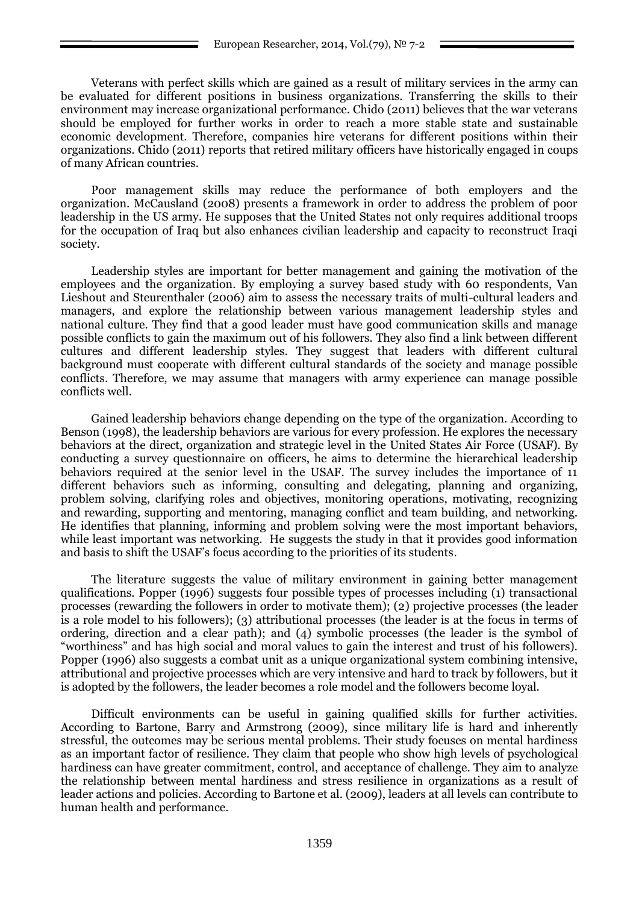Veterans with perfect skills which are gained as a result of military services in the army can be evaluated for different positions in business organizations. Transferring the skills to their environment may increase organizational performance. Chido (2011) believes that the war veterans should be employed for further works in order to reach a more stable state and sustainable economic development. Therefore, companies hire veterans for different positions within their organizations. Chido (2011) reports that retired military officers have historically engaged in coups of many African countries.

Poor management skills may reduce the performance of both employers and the organization. McCausland (2008) presents a framework in order to address the problem of poor leadership in the US army. He supposes that the United States not only requires additional troops for the occupation of Iraq but also enhances civilian leadership and capacity to reconstruct Iraqi society.

Leadership styles are important for better management and gaining the motivation of the employees and the organization. By employing a survey based study with 60 respondents, Van Lieshout and Steurenthaler (2006) aim to assess the necessary traits of multi-cultural leaders and managers, and explore the relationship between various management leadership styles and national culture. They find that a good leader must have good communication skills and manage possible conflicts to gain the maximum out of his followers. They also find a link between different cultures and different leadership styles. They suggest that leaders with different cultural background must cooperate with different cultural standards of the society and manage possible conflicts. Therefore, we may assume that managers with army experience can manage possible conflicts well.

Gained leadership behaviors change depending on the type of the organization. According to Benson (1998), the leadership behaviors are various for every profession. He explores the necessary behaviors at the direct, organization and strategic level in the United States Air Force (USAF). By conducting a survey questionnaire on officers, he aims to determine the hierarchical leadership behaviors required at the senior level in the USAF. The survey includes the importance of 11 different behaviors such as informing, consulting and delegating, planning and organizing, problem solving, clarifying roles and objectives, monitoring operations, motivating, recognizing and rewarding, supporting and mentoring, managing conflict and team building, and networking. He identifies that planning, informing and problem solving were the most important behaviors, while least important was networking. He suggests the study in that it provides good information and basis to shift the USAF's focus according to the priorities of its students.

The literature suggests the value of military environment in gaining better management qualifications. Popper (1996) suggests four possible types of processes including (1) transactional processes (rewarding the followers in order to motivate them); (2) projective processes (the leader is a role model to his followers); (3) attributional processes (the leader is at the focus in terms of ordering, direction and a clear path); and (4) symbolic processes (the leader is the symbol of "worthiness" and has high social and moral values to gain the interest and trust of his followers). Popper (1996) also suggests a combat unit as a unique organizational system combining intensive, attributional and projective processes which are very intensive and hard to track by followers, but it is adopted by the followers, the leader becomes a role model and the followers become loyal.

Difficult environments can be useful in gaining qualified skills for further activities. According to Bartone, Barry and Armstrong (2009), since military life is hard and inherently stressful, the outcomes may be serious mental problems. Their study focuses on mental hardiness as an important factor of resilience. They claim that people who show high levels of psychological hardiness can have greater commitment, control, and acceptance of challenge. They aim to analyze the relationship between mental hardiness and stress resilience in organizations as a result of leader actions and policies. According to Bartone et al. (2009), leaders at all levels can contribute to human health and performance.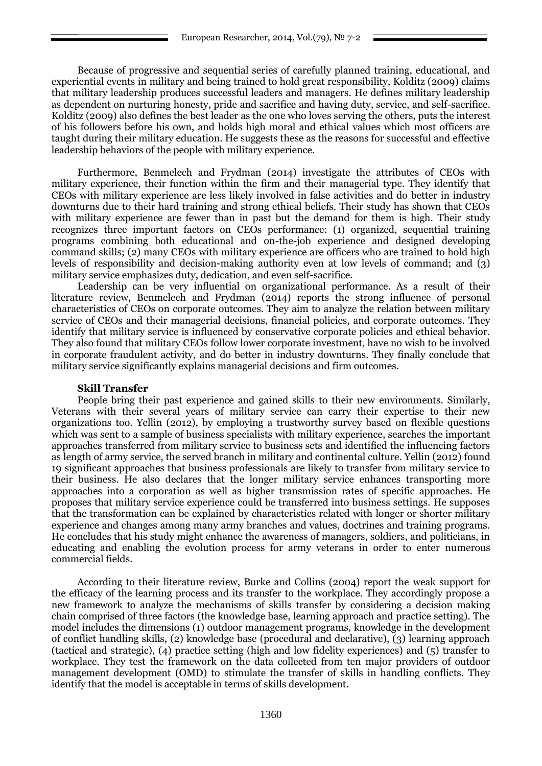Because of progressive and sequential series of carefully planned training, educational, and experiential events in military and being trained to hold great responsibility, Kolditz (2009) claims that military leadership produces successful leaders and managers. He defines military leadership as dependent on nurturing honesty, pride and sacrifice and having duty, service, and self-sacrifice. Kolditz (2009) also defines the best leader as the one who loves serving the others, puts the interest of his followers before his own, and holds high moral and ethical values which most officers are taught during their military education. He suggests these as the reasons for successful and effective leadership behaviors of the people with military experience.

Furthermore, Benmelech and Frydman (2014) investigate the attributes of CEOs with military experience, their function within the firm and their managerial type. They identify that CEOs with military experience are less likely involved in false activities and do better in industry downturns due to their hard training and strong ethical beliefs. Their study has shown that CEOs with military experience are fewer than in past but the demand for them is high. Their study recognizes three important factors on CEOs performance: (1) organized, sequential training programs combining both educational and on-the-job experience and designed developing command skills; (2) many CEOs with military experience are officers who are trained to hold high levels of responsibility and decision-making authority even at low levels of command; and (3) military service emphasizes duty, dedication, and even self-sacrifice.

Leadership can be very influential on organizational performance. As a result of their literature review, Benmelech and Frydman (2014) reports the strong influence of personal characteristics of CEOs on corporate outcomes. They aim to analyze the relation between military service of CEOs and their managerial decisions, financial policies, and corporate outcomes. They identify that military service is influenced by conservative corporate policies and ethical behavior. They also found that military CEOs follow lower corporate investment, have no wish to be involved in corporate fraudulent activity, and do better in industry downturns. They finally conclude that military service significantly explains managerial decisions and firm outcomes.

**Skill Transfer**

People bring their past experience and gained skills to their new environments. Similarly, Veterans with their several years of military service can carry their expertise to their new organizations too. Yellin (2012), by employing a trustworthy survey based on flexible questions which was sent to a sample of business specialists with military experience, searches the important approaches transferred from military service to business sets and identified the influencing factors as length of army service, the served branch in military and continental culture. Yellin (2012) found 19 significant approaches that business professionals are likely to transfer from military service to their business. He also declares that the longer military service enhances transporting more approaches into a corporation as well as higher transmission rates of specific approaches. He proposes that military service experience could be transferred into business settings. He supposes that the transformation can be explained by characteristics related with longer or shorter military experience and changes among many army branches and values, doctrines and training programs. He concludes that his study might enhance the awareness of managers, soldiers, and politicians, in educating and enabling the evolution process for army veterans in order to enter numerous commercial fields.

According to their literature review, Burke and Collins (2004) report the weak support for the efficacy of the learning process and its transfer to the workplace. They accordingly propose a new framework to analyze the mechanisms of skills transfer by considering a decision making chain comprised of three factors (the knowledge base, learning approach and practice setting). The model includes the dimensions (1) outdoor management programs, knowledge in the development of conflict handling skills, (2) knowledge base (procedural and declarative), (3) learning approach (tactical and strategic), (4) practice setting (high and low fidelity experiences) and (5) transfer to workplace. They test the framework on the data collected from ten major providers of outdoor management development (OMD) to stimulate the transfer of skills in handling conflicts. They identify that the model is acceptable in terms of skills development.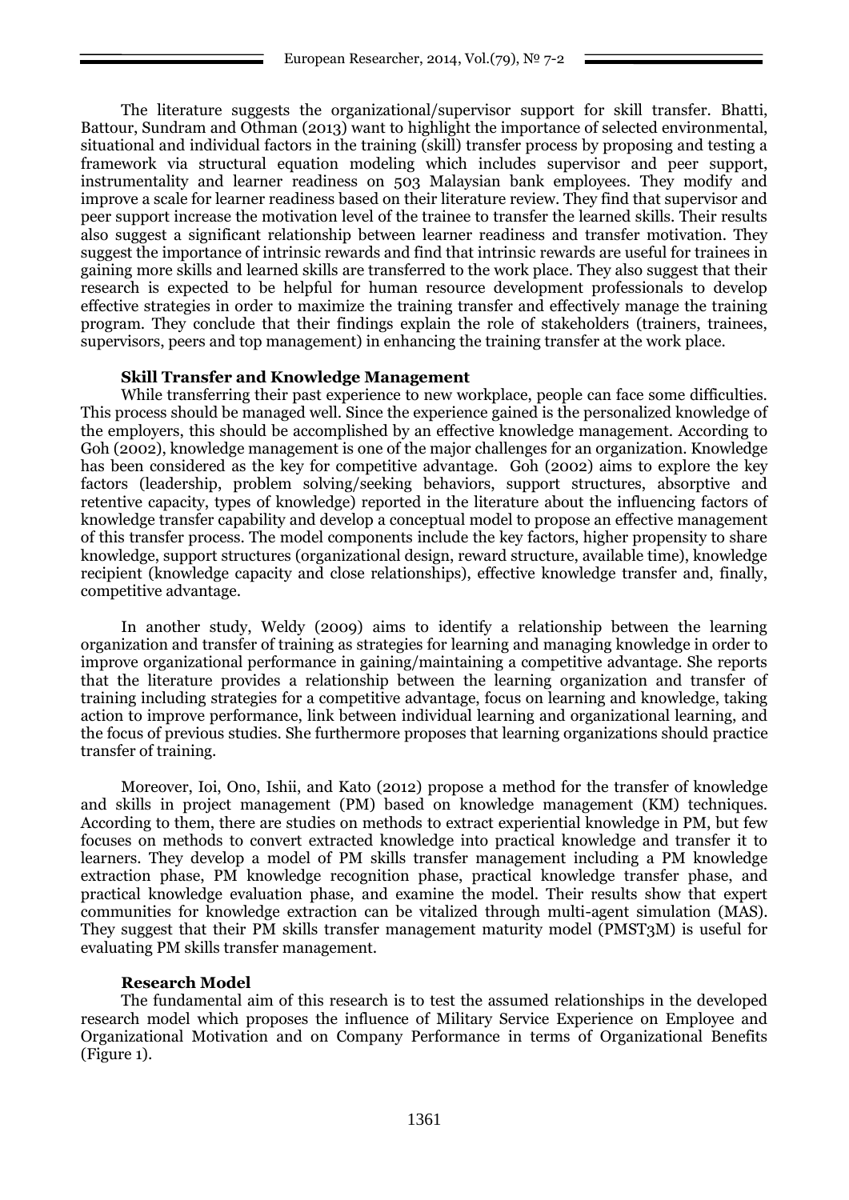The literature suggests the organizational/supervisor support for skill transfer. Bhatti, Battour, Sundram and Othman (2013) want to highlight the importance of selected environmental, situational and individual factors in the training (skill) transfer process by proposing and testing a framework via structural equation modeling which includes supervisor and peer support, instrumentality and learner readiness on 503 Malaysian bank employees. They modify and improve a scale for learner readiness based on their literature review. They find that supervisor and peer support increase the motivation level of the trainee to transfer the learned skills. Their results also suggest a significant relationship between learner readiness and transfer motivation. They suggest the importance of intrinsic rewards and find that intrinsic rewards are useful for trainees in gaining more skills and learned skills are transferred to the work place. They also suggest that their research is expected to be helpful for human resource development professionals to develop effective strategies in order to maximize the training transfer and effectively manage the training program. They conclude that their findings explain the role of stakeholders (trainers, trainees, supervisors, peers and top management) in enhancing the training transfer at the work place.

**Skill Transfer and Knowledge Management**

While transferring their past experience to new workplace, people can face some difficulties. This process should be managed well. Since the experience gained is the personalized knowledge of the employers, this should be accomplished by an effective knowledge management. According to Goh (2002), knowledge management is one of the major challenges for an organization. Knowledge has been considered as the key for competitive advantage. Goh (2002) aims to explore the key factors (leadership, problem solving/seeking behaviors, support structures, absorptive and retentive capacity, types of knowledge) reported in the literature about the influencing factors of knowledge transfer capability and develop a conceptual model to propose an effective management of this transfer process. The model components include the key factors, higher propensity to share knowledge, support structures (organizational design, reward structure, available time), knowledge recipient (knowledge capacity and close relationships), effective knowledge transfer and, finally, competitive advantage.

In another study, Weldy (2009) aims to identify a relationship between the learning organization and transfer of training as strategies for learning and managing knowledge in order to improve organizational performance in gaining/maintaining a competitive advantage. She reports that the literature provides a relationship between the learning organization and transfer of training including strategies for a competitive advantage, focus on learning and knowledge, taking action to improve performance, link between individual learning and organizational learning, and the focus of previous studies. She furthermore proposes that learning organizations should practice transfer of training.

Moreover, Ioi, Ono, Ishii, and Kato (2012) propose a method for the transfer of knowledge and skills in project management (PM) based on knowledge management (KM) techniques. According to them, there are studies on methods to extract experiential knowledge in PM, but few focuses on methods to convert extracted knowledge into practical knowledge and transfer it to learners. They develop a model of PM skills transfer management including a PM knowledge extraction phase, PM knowledge recognition phase, practical knowledge transfer phase, and practical knowledge evaluation phase, and examine the model. Their results show that expert communities for knowledge extraction can be vitalized through multi-agent simulation (MAS). They suggest that their PM skills transfer management maturity model (PMST3M) is useful for evaluating PM skills transfer management.

**Research Model**

The fundamental aim of this research is to test the assumed relationships in the developed research model which proposes the influence of Military Service Experience on Employee and Organizational Motivation and on Company Performance in terms of Organizational Benefits (Figure 1).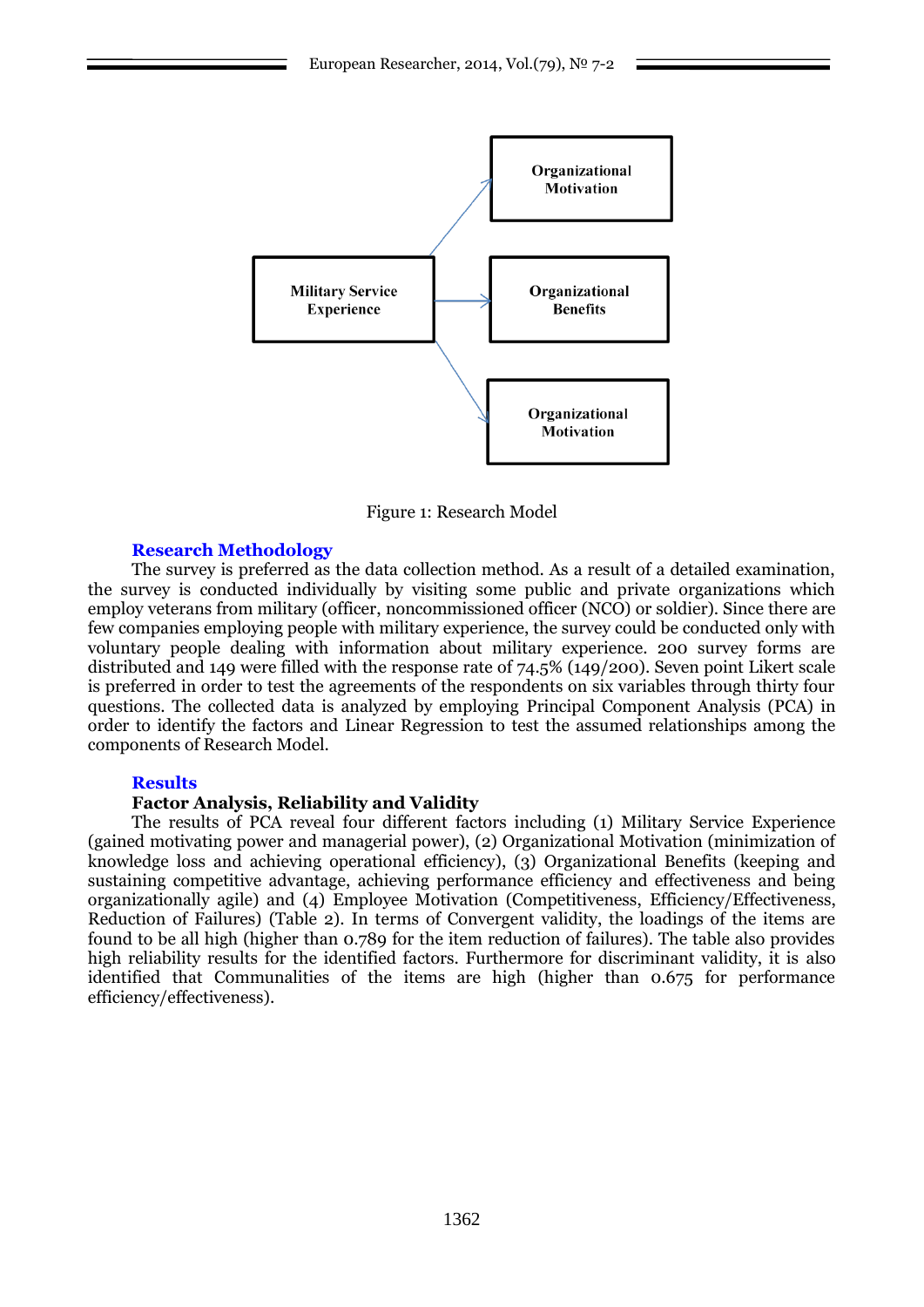Organizational Motivation

Military Service Experience

Organizational Benefits

Organizational Motivation

Figure 1: Research Model

## Research Methodology

The survey is preferred as the data collection method. As a result of a detailed examination, the survey is conducted individually by visiting some public and private organizations which employ veterans from military (officer, noncommissioned officer (NCO) or soldier). Since there are few companies employing people with military experience, the survey could be conducted only with voluntary people dealing with information about military experience. 200 survey forms are distributed and 149 were filled with the response rate of 74.5% (149/200). Seven point Likert scale is preferred in order to test the agreements of the respondents on six variables through thirty four questions. The collected data is analyzed by employing Principal Component Analysis (PCA) in order to identify the factors and Linear Regression to test the assumed relationships among the components of Research Model.

## Results

### Factor Analysis, Reliability and Validity

The results of PCA reveal four different factors including (1) Military Service Experience (gained motivating power and managerial power), (2) Organizational Motivation (minimization of knowledge loss and achieving operational efficiency), (3) Organizational Benefits (keeping and sustaining competitive advantage, achieving performance efficiency and effectiveness and being organizationally agile) and (4) Employee Motivation (Competitiveness, Efficiency/Effectiveness, Reduction of Failures) (Table 2). In terms of Convergent validity, the loadings of the items are found to be all high (higher than 0.789 for the item reduction of failures). The table also provides high reliability results for the identified factors. Furthermore for discriminant validity, it is also identified that Communalities of the items are high (higher than 0.675 for performance efficiency/effectiveness).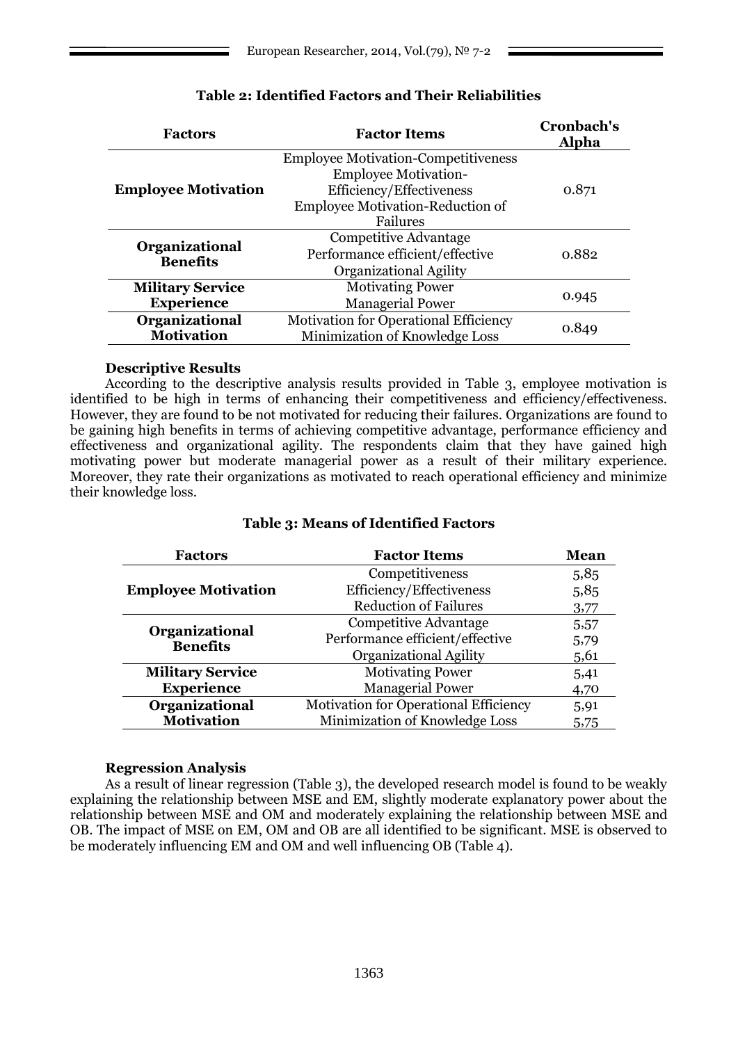**Table 2: Identified Factors and Their Reliabilities**

| Factors | Factor Items | Cronbach's Alpha |
|---|---|---|
| **Employee Motivation** | Employee Motivation-Competitiveness<br>Employee Motivation-Efficiency/Effectiveness<br>Employee Motivation-Reduction of Failures | 0.871 |
| **Organizational Benefits** | Competitive Advantage<br>Performance efficient/effective<br>Organizational Agility | 0.882 |
| **Military Service Experience** | Motivating Power<br>Managerial Power | 0.945 |
| **Organizational Motivation** | Motivation for Operational Efficiency<br>Minimization of Knowledge Loss | 0.849 |

**Descriptive Results**

According to the descriptive analysis results provided in Table 3, employee motivation is identified to be high in terms of enhancing their competitiveness and efficiency/effectiveness. However, they are found to be not motivated for reducing their failures. Organizations are found to be gaining high benefits in terms of achieving competitive advantage, performance efficiency and effectiveness and organizational agility. The respondents claim that they have gained high motivating power but moderate managerial power as a result of their military experience. Moreover, they rate their organizations as motivated to reach operational efficiency and minimize their knowledge loss.

**Table 3: Means of Identified Factors**

| Factors | Factor Items | Mean |
|---|---|---|
| **Employee Motivation** | Competitiveness | 5,85 |
| | Efficiency/Effectiveness | 5,85 |
| | Reduction of Failures | 3,77 |
| **Organizational Benefits** | Competitive Advantage | 5,57 |
| | Performance efficient/effective | 5,79 |
| | Organizational Agility | 5,61 |
| **Military Service Experience** | Motivating Power | 5,41 |
| | Managerial Power | 4,70 |
| **Organizational Motivation** | Motivation for Operational Efficiency | 5,91 |
| | Minimization of Knowledge Loss | 5,75 |

**Regression Analysis**

As a result of linear regression (Table 3), the developed research model is found to be weakly explaining the relationship between MSE and EM, slightly moderate explanatory power about the relationship between MSE and OM and moderately explaining the relationship between MSE and OB. The impact of MSE on EM, OM and OB are all identified to be significant. MSE is observed to be moderately influencing EM and OM and well influencing OB (Table 4).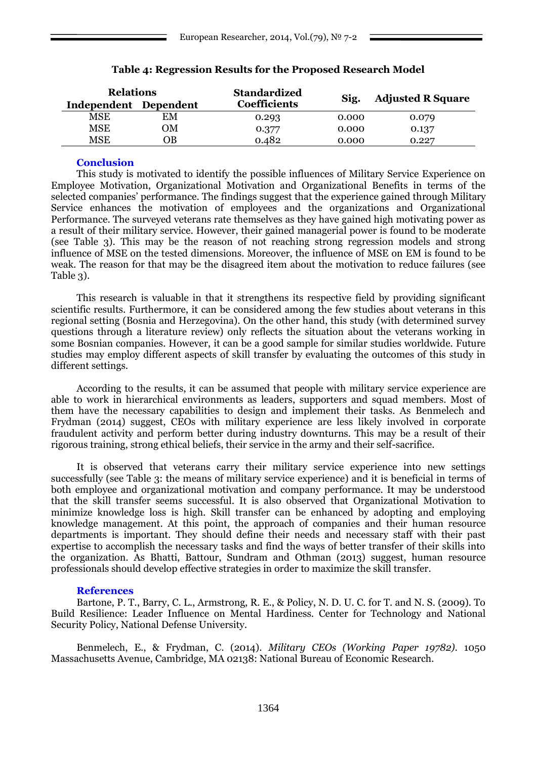**Table 4: Regression Results for the Proposed Research Model**

| Relations | | Standardized Coefficients | Sig. | Adjusted R Square |
|---|---|---|---|---|
| Independent | Dependent | | | |
| MSE | EM | 0.293 | 0.000 | 0.079 |
| MSE | OM | 0.377 | 0.000 | 0.137 |
| MSE | OB | 0.482 | 0.000 | 0.227 |

## Conclusion

This study is motivated to identify the possible influences of Military Service Experience on Employee Motivation, Organizational Motivation and Organizational Benefits in terms of the selected companies' performance. The findings suggest that the experience gained through Military Service enhances the motivation of employees and the organizations and Organizational Performance. The surveyed veterans rate themselves as they have gained high motivating power as a result of their military service. However, their gained managerial power is found to be moderate (see Table 3). This may be the reason of not reaching strong regression models and strong influence of MSE on the tested dimensions. Moreover, the influence of MSE on EM is found to be weak. The reason for that may be the disagreed item about the motivation to reduce failures (see Table 3).

This research is valuable in that it strengthens its respective field by providing significant scientific results. Furthermore, it can be considered among the few studies about veterans in this regional setting (Bosnia and Herzegovina). On the other hand, this study (with determined survey questions through a literature review) only reflects the situation about the veterans working in some Bosnian companies. However, it can be a good sample for similar studies worldwide. Future studies may employ different aspects of skill transfer by evaluating the outcomes of this study in different settings.

According to the results, it can be assumed that people with military service experience are able to work in hierarchical environments as leaders, supporters and squad members. Most of them have the necessary capabilities to design and implement their tasks. As Benmelech and Frydman (2014) suggest, CEOs with military experience are less likely involved in corporate fraudulent activity and perform better during industry downturns. This may be a result of their rigorous training, strong ethical beliefs, their service in the army and their self-sacrifice.

It is observed that veterans carry their military service experience into new settings successfully (see Table 3: the means of military service experience) and it is beneficial in terms of both employee and organizational motivation and company performance. It may be understood that the skill transfer seems successful. It is also observed that Organizational Motivation to minimize knowledge loss is high. Skill transfer can be enhanced by adopting and employing knowledge management. At this point, the approach of companies and their human resource departments is important. They should define their needs and necessary staff with their past expertise to accomplish the necessary tasks and find the ways of better transfer of their skills into the organization. As Bhatti, Battour, Sundram and Othman (2013) suggest, human resource professionals should develop effective strategies in order to maximize the skill transfer.

## References

Bartone, P. T., Barry, C. L., Armstrong, R. E., & Policy, N. D. U. C. for T. and N. S. (2009). To Build Resilience: Leader Influence on Mental Hardiness. Center for Technology and National Security Policy, National Defense University.

Benmelech, E., & Frydman, C. (2014). *Military CEOs (Working Paper 19782)*. 1050 Massachusetts Avenue, Cambridge, MA 02138: National Bureau of Economic Research.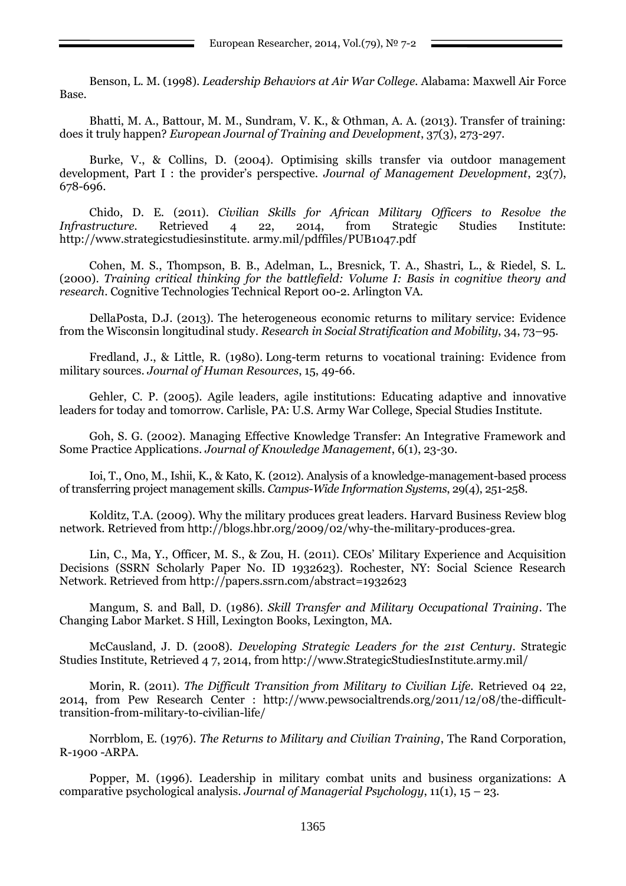Benson, L. M. (1998). *Leadership Behaviors at Air War College*. Alabama: Maxwell Air Force Base.

Bhatti, M. A., Battour, M. M., Sundram, V. K., & Othman, A. A. (2013). Transfer of training: does it truly happen? *European Journal of Training and Development*, 37(3), 273-297.

Burke, V., & Collins, D. (2004). Optimising skills transfer via outdoor management development, Part I : the provider's perspective. *Journal of Management Development*, 23(7), 678-696.

Chido, D. E. (2011). *Civilian Skills for African Military Officers to Resolve the Infrastructure*. Retrieved 4 22, 2014, from Strategic Studies Institute: http://www.strategicstudiesinstitute. army.mil/pdffiles/PUB1047.pdf

Cohen, M. S., Thompson, B. B., Adelman, L., Bresnick, T. A., Shastri, L., & Riedel, S. L. (2000). *Training critical thinking for the battlefield: Volume I: Basis in cognitive theory and research*. Cognitive Technologies Technical Report 00-2. Arlington VA.

DellaPosta, D.J. (2013). The heterogeneous economic returns to military service: Evidence from the Wisconsin longitudinal study. *Research in Social Stratification and Mobility*, 34, 73–95.

Fredland, J., & Little, R. (1980). Long-term returns to vocational training: Evidence from military sources. *Journal of Human Resources*, 15, 49-66.

Gehler, C. P. (2005). Agile leaders, agile institutions: Educating adaptive and innovative leaders for today and tomorrow. Carlisle, PA: U.S. Army War College, Special Studies Institute.

Goh, S. G. (2002). Managing Effective Knowledge Transfer: An Integrative Framework and Some Practice Applications. *Journal of Knowledge Management*, 6(1), 23-30.

Ioi, T., Ono, M., Ishii, K., & Kato, K. (2012). Analysis of a knowledge-management-based process of transferring project management skills. *Campus-Wide Information Systems*, 29(4), 251-258.

Kolditz, T.A. (2009). Why the military produces great leaders. Harvard Business Review blog network. Retrieved from http://blogs.hbr.org/2009/02/why-the-military-produces-grea.

Lin, C., Ma, Y., Officer, M. S., & Zou, H. (2011). CEOs' Military Experience and Acquisition Decisions (SSRN Scholarly Paper No. ID 1932623). Rochester, NY: Social Science Research Network. Retrieved from http://papers.ssrn.com/abstract=1932623

Mangum, S. and Ball, D. (1986). *Skill Transfer and Military Occupational Training*. The Changing Labor Market. S Hill, Lexington Books, Lexington, MA.

McCausland, J. D. (2008). *Developing Strategic Leaders for the 21st Century*. Strategic Studies Institute, Retrieved 4 7, 2014, from http://www.StrategicStudiesInstitute.army.mil/

Morin, R. (2011). *The Difficult Transition from Military to Civilian Life*. Retrieved 04 22, 2014, from Pew Research Center : http://www.pewsocialtrends.org/2011/12/08/the-difficult-transition-from-military-to-civilian-life/

Norrblom, E. (1976). *The Returns to Military and Civilian Training*, The Rand Corporation, R-1900 -ARPA.

Popper, M. (1996). Leadership in military combat units and business organizations: A comparative psychological analysis. *Journal of Managerial Psychology*, 11(1), 15 – 23.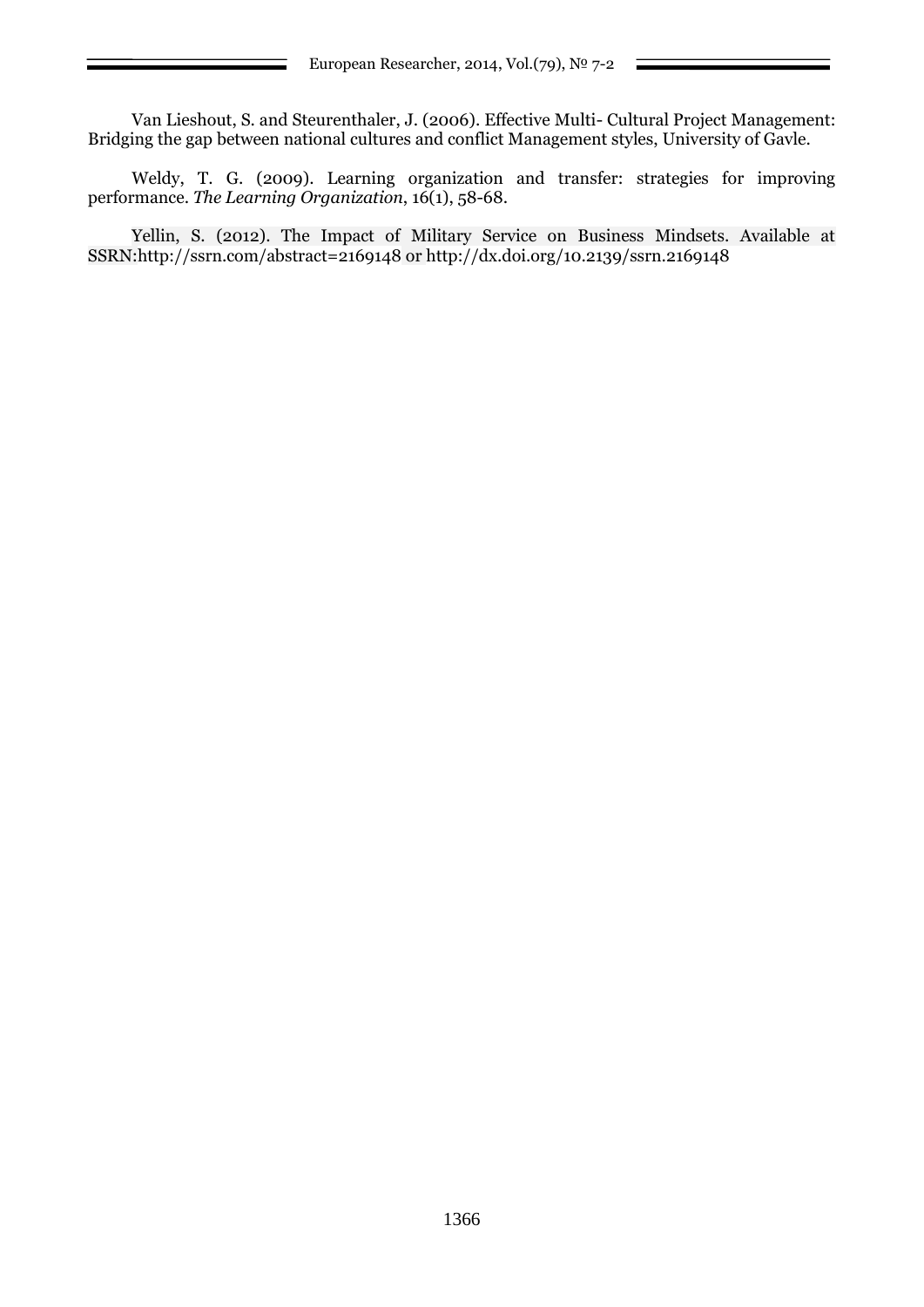Van Lieshout, S. and Steurenthaler, J. (2006). Effective Multi- Cultural Project Management: Bridging the gap between national cultures and conflict Management styles, University of Gavle.

Weldy, T. G. (2009). Learning organization and transfer: strategies for improving performance. *The Learning Organization*, 16(1), 58-68.

Yellin, S. (2012). The Impact of Military Service on Business Mindsets. Available at SSRN:http://ssrn.com/abstract=2169148 or http://dx.doi.org/10.2139/ssrn.2169148